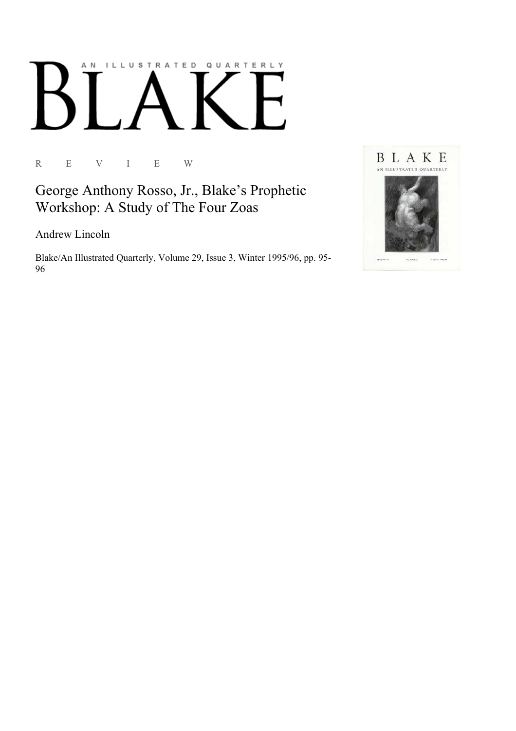AN ILLUSTRATED QUARTERLY

# BLAKE

R E V I E W

## George Anthony Rosso, Jr., Blake's Prophetic Workshop: A Study of The Four Zoas

Andrew Lincoln

Blake/An Illustrated Quarterly, Volume 29, Issue 3, Winter 1995/96, pp. 95-96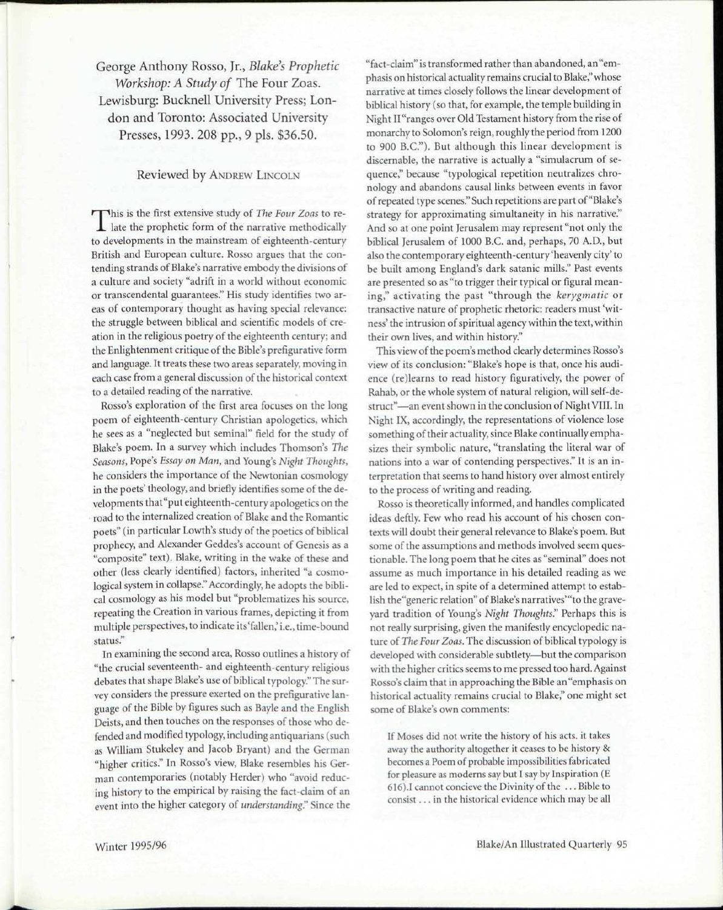George Anthony Rosso, Jr., *Blake's Prophetic Workshop: A Study of* The Four Zoas. Lewisburg: Bucknell University Press; London and Toronto: Associated University Presses, 1993. 208 pp., 9 pls. $36.50.

Reviewed by Andrew Lincoln

This is the first extensive study of *The Four Zoas* to relate the prophetic form of the narrative methodically to developments in the mainstream of eighteenth-century British and European culture. Rosso argues that the contending strands of Blake's narrative embody the divisions of a culture and society "adrift in a world without economic or transcendental guarantees." His study identifies two areas of contemporary thought as having special relevance: the struggle between biblical and scientific models of creation in the religious poetry of the eighteenth century; and the Enlightenment critique of the Bible's prefigurative form and language. It treats these two areas separately, moving in each case from a general discussion of the historical context to a detailed reading of the narrative.

Rosso's exploration of the first area focuses on the long poem of eighteenth-century Christian apologetics, which he sees as a "neglected but seminal" field for the study of Blake's poem. In a survey which includes Thomson's *The Seasons*, Pope's *Essay on Man*, and Young's *Night Thoughts*, he considers the importance of the Newtonian cosmology in the poets' theology, and briefly identifies some of the developments that "put eighteenth-century apologetics on the road to the internalized creation of Blake and the Romantic poets" (in particular Lowth's study of the poetics of biblical prophecy, and Alexander Geddes's account of Genesis as a "composite" text). Blake, writing in the wake of these and other (less clearly identified) factors, inherited "a cosmological system in collapse." Accordingly, he adopts the biblical cosmology as his model but "problematizes his source, repeating the Creation in various frames, depicting it from multiple perspectives, to indicate its 'fallen,' i.e., time-bound status."

In examining the second area, Rosso outlines a history of "the crucial seventeenth- and eighteenth-century religious debates that shape Blake's use of biblical typology." The survey considers the pressure exerted on the prefigurative language of the Bible by figures such as Bayle and the English Deists, and then touches on the responses of those who defended and modified typology, including antiquarians (such as William Stukeley and Jacob Bryant) and the German "higher critics." In Rosso's view, Blake resembles his German contemporaries (notably Herder) who "avoid reducing history to the empirical by raising the fact-claim of an event into the higher category of *understanding*." Since the "fact-claim" is transformed rather than abandoned, an "emphasis on historical actuality remains crucial to Blake," whose narrative at times closely follows the linear development of biblical history (so that, for example, the temple building in Night II "ranges over Old Testament history from the rise of monarchy to Solomon's reign, roughly the period from 1200 to 900 B.C."). But although this linear development is discernable, the narrative is actually a "simulacrum of sequence," because "typological repetition neutralizes chronology and abandons causal links between events in favor of repeated type scenes." Such repetitions are part of "Blake's strategy for approximating simultaneity in his narrative." And so at one point Jerusalem may represent "not only the biblical Jerusalem of 1000 B.C. and, perhaps, 70 A.D., but also the contemporary eighteenth-century 'heavenly city' to be built among England's dark satanic mills." Past events are presented so as "to trigger their typical or figural meaning," activating the past "through the *kerygmatic* or transactive nature of prophetic rhetoric: readers must 'witness' the intrusion of spiritual agency within the text, within their own lives, and within history."

This view of the poem's method clearly determines Rosso's view of its conclusion: "Blake's hope is that, once his audience (re)learns to read history figuratively, the power of Rahab, or the whole system of natural religion, will self-destruct"—an event shown in the conclusion of Night VIII. In Night IX, accordingly, the representations of violence lose something of their actuality, since Blake continually emphasizes their symbolic nature, "translating the literal war of nations into a war of contending perspectives." It is an interpretation that seems to hand history over almost entirely to the process of writing and reading.

Rosso is theoretically informed, and handles complicated ideas deftly. Few who read his account of his chosen contexts will doubt their general relevance to Blake's poem. But some of the assumptions and methods involved seem questionable. The long poem that he cites as "seminal" does not assume as much importance in his detailed reading as we are led to expect, in spite of a determined attempt to establish the "generic relation" of Blake's narratives "'to the graveyard tradition of Young's *Night Thoughts*." Perhaps this is not really surprising, given the manifestly encyclopedic nature of *The Four Zoas*. The discussion of biblical typology is developed with considerable subtlety—but the comparison with the higher critics seems to me pressed too hard. Against Rosso's claim that in approaching the Bible an "emphasis on historical actuality remains crucial to Blake," one might set some of Blake's own comments:

> If Moses did not write the history of his acts. it takes away the authority altogether it ceases to be history & becomes a Poem of probable impossibilities fabricated for pleasure as moderns say but I say by Inspiration (E 616).I cannot concieve the Divinity of the ... Bible to consist ... in the historical evidence which may be all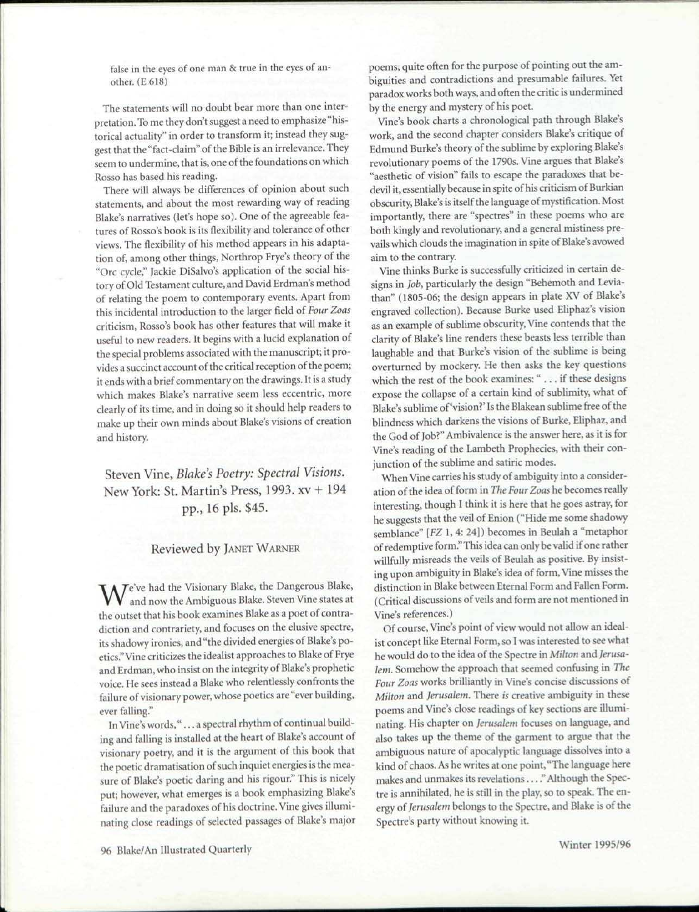false in the eyes of one man & true in the eyes of another. (E 618)

The statements will no doubt bear more than one interpretation. To me they don't suggest a need to emphasize "historical actuality" in order to transform it; instead they suggest that the "fact-claim" of the Bible is an irrelevance. They seem to undermine, that is, one of the foundations on which Rosso has based his reading.

There will always be differences of opinion about such statements, and about the most rewarding way of reading Blake's narratives (let's hope so). One of the agreeable features of Rosso's book is its flexibility and tolerance of other views. The flexibility of his method appears in his adaptation of, among other things, Northrop Frye's theory of the "Orc cycle," Jackie DiSalvo's application of the social history of Old Testament culture, and David Erdman's method of relating the poem to contemporary events. Apart from this incidental introduction to the larger field of *Four Zoas* criticism, Rosso's book has other features that will make it useful to new readers. It begins with a lucid explanation of the special problems associated with the manuscript; it provides a succinct account of the critical reception of the poem; it ends with a brief commentary on the drawings. It is a study which makes Blake's narrative seem less eccentric, more clearly of its time, and in doing so it should help readers to make up their own minds about Blake's visions of creation and history.

## Steven Vine, *Blake's Poetry: Spectral Visions*. New York: St. Martin's Press, 1993. xv + 194 pp., 16 pls. $45.

### Reviewed by Janet Warner

We've had the Visionary Blake, the Dangerous Blake, and now the Ambiguous Blake. Steven Vine states at the outset that his book examines Blake as a poet of contradiction and contrariety, and focuses on the elusive spectre, its shadowy ironies, and "the divided energies of Blake's poetics." Vine criticizes the idealist approaches to Blake of Frye and Erdman, who insist on the integrity of Blake's prophetic voice. He sees instead a Blake who relentlessly confronts the failure of visionary power, whose poetics are "ever building, ever falling."

In Vine's words, "... a spectral rhythm of continual building and falling is installed at the heart of Blake's account of visionary poetry, and it is the argument of this book that the poetic dramatisation of such inquiet energies is the measure of Blake's poetic daring and his rigour." This is nicely put; however, what emerges is a book emphasizing Blake's failure and the paradoxes of his doctrine. Vine gives illuminating close readings of selected passages of Blake's major poems, quite often for the purpose of pointing out the ambiguities and contradictions and presumable failures. Yet paradox works both ways, and often the critic is undermined by the energy and mystery of his poet.

Vine's book charts a chronological path through Blake's work, and the second chapter considers Blake's critique of Edmund Burke's theory of the sublime by exploring Blake's revolutionary poems of the 1790s. Vine argues that Blake's "aesthetic of vision" fails to escape the paradoxes that bedevil it, essentially because in spite of his criticism of Burkian obscurity, Blake's is itself the language of mystification. Most importantly, there are "spectres" in these poems who are both kingly and revolutionary, and a general mistiness prevails which clouds the imagination in spite of Blake's avowed aim to the contrary.

Vine thinks Burke is successfully criticized in certain designs in *Job*, particularly the design "Behemoth and Leviathan" (1805-06; the design appears in plate XV of Blake's engraved collection). Because Burke used Eliphaz's vision as an example of sublime obscurity, Vine contends that the clarity of Blake's line renders these beasts less terrible than laughable and that Burke's vision of the sublime is being overturned by mockery. He then asks the key questions which the rest of the book examines: " ... if these designs expose the collapse of a certain kind of sublimity, what of Blake's sublime of 'vision?' Is the Blakean sublime free of the blindness which darkens the visions of Burke, Eliphaz, and the God of Job?" Ambivalence is the answer here, as it is for Vine's reading of the Lambeth Prophecies, with their conjunction of the sublime and satiric modes.

When Vine carries his study of ambiguity into a consideration of the idea of form in *The Four Zoas* he becomes really interesting, though I think it is here that he goes astray, for he suggests that the veil of Enion ("Hide me some shadowy semblance" [*FZ* 1, 4: 24]) becomes in Beulah a "metaphor of redemptive form." This idea can only be valid if one rather willfully misreads the veils of Beulah as positive. By insisting upon ambiguity in Blake's idea of form, Vine misses the distinction in Blake between Eternal Form and Fallen Form. (Critical discussions of veils and form are not mentioned in Vine's references.)

Of course, Vine's point of view would not allow an idealist concept like Eternal Form, so I was interested to see what he would do to the idea of the Spectre in *Milton* and *Jerusalem*. Somehow the approach that seemed confusing in *The Four Zoas* works brilliantly in Vine's concise discussions of *Milton* and *Jerusalem*. There *is* creative ambiguity in these poems and Vine's close readings of key sections are illuminating. His chapter on *Jerusalem* focuses on language, and also takes up the theme of the garment to argue that the ambiguous nature of apocalyptic language dissolves into a kind of chaos. As he writes at one point, "The language here makes and unmakes its revelations ...." Although the Spectre is annihilated, he is still in the play, so to speak. The energy of *Jerusalem* belongs to the Spectre, and Blake is of the Spectre's party without knowing it.